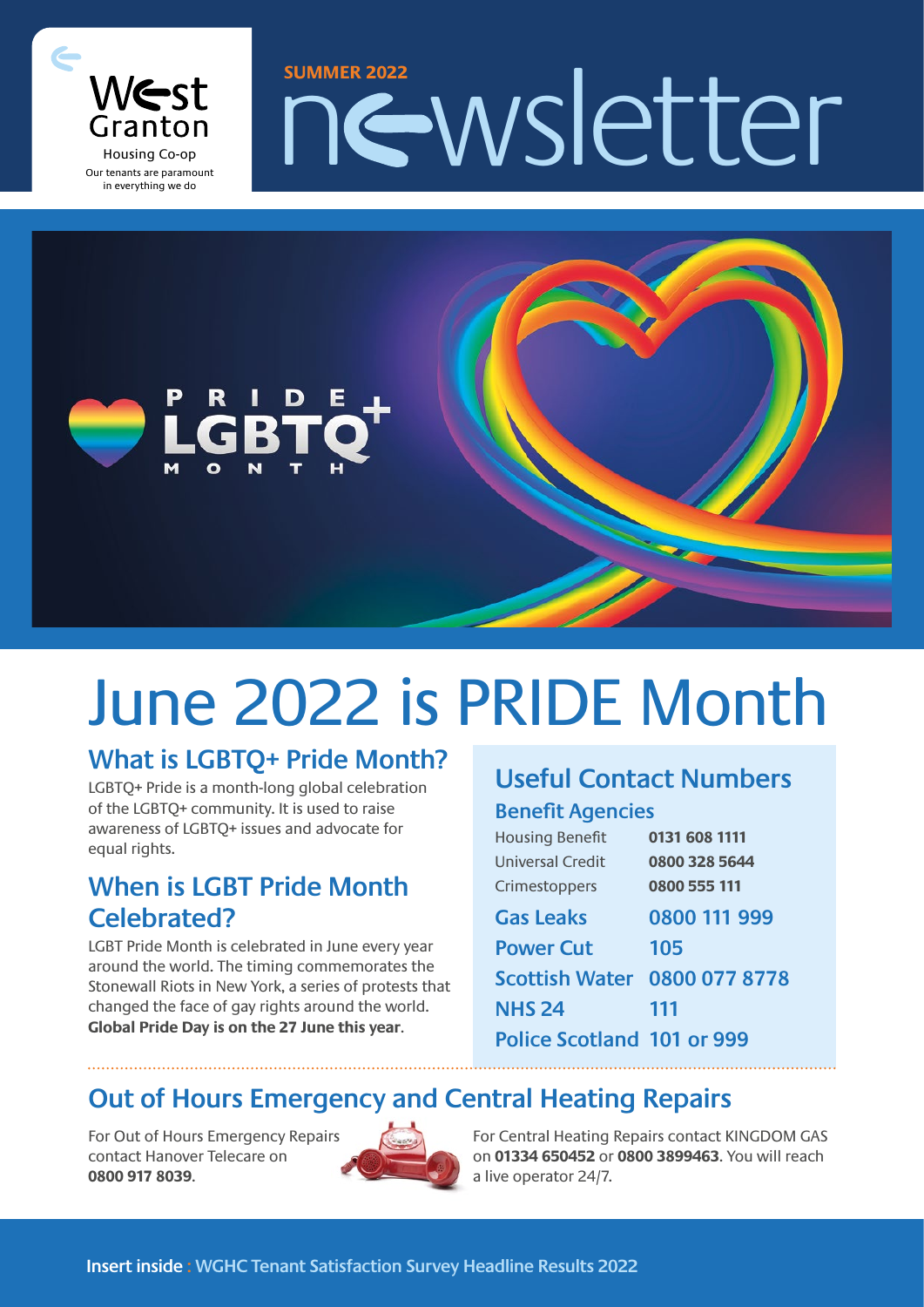West Granton Housing Co-op

Our tenants are paramount in everything we do

SUMMER 2022

# newsletter

PRIDE LGBTQ+ MONTH

# June 2022 is PRIDE Month

## What is LGBTQ+ Pride Month?

LGBTQ+ Pride is a month-long global celebration of the LGBTQ+ community. It is used to raise awareness of LGBTQ+ issues and advocate for equal rights.

## When is LGBT Pride Month Celebrated?

LGBT Pride Month is celebrated in June every year around the world. The timing commemorates the Stonewall Riots in New York, a series of protests that changed the face of gay rights around the world. **Global Pride Day is on the 27 June this year**.

## Useful Contact Numbers

### Benefit Agencies

| | |
|---|---|
| Housing Benefit | **0131 608 1111** |
| Universal Credit | **0800 328 5644** |
| Crimestoppers | **0800 555 111** |
| **Gas Leaks** | **0800 111 999** |
| **Power Cut** | **105** |
| **Scottish Water** | **0800 077 8778** |
| **NHS 24** | **111** |
| **Police Scotland** | **101 or 999** |

## Out of Hours Emergency and Central Heating Repairs

For Out of Hours Emergency Repairs contact Hanover Telecare on **0800 917 8039**.

For Central Heating Repairs contact KINGDOM GAS on **01334 650452** or **0800 3899463**. You will reach a live operator 24/7.

**Insert inside** : WGHC Tenant Satisfaction Survey Headline Results 2022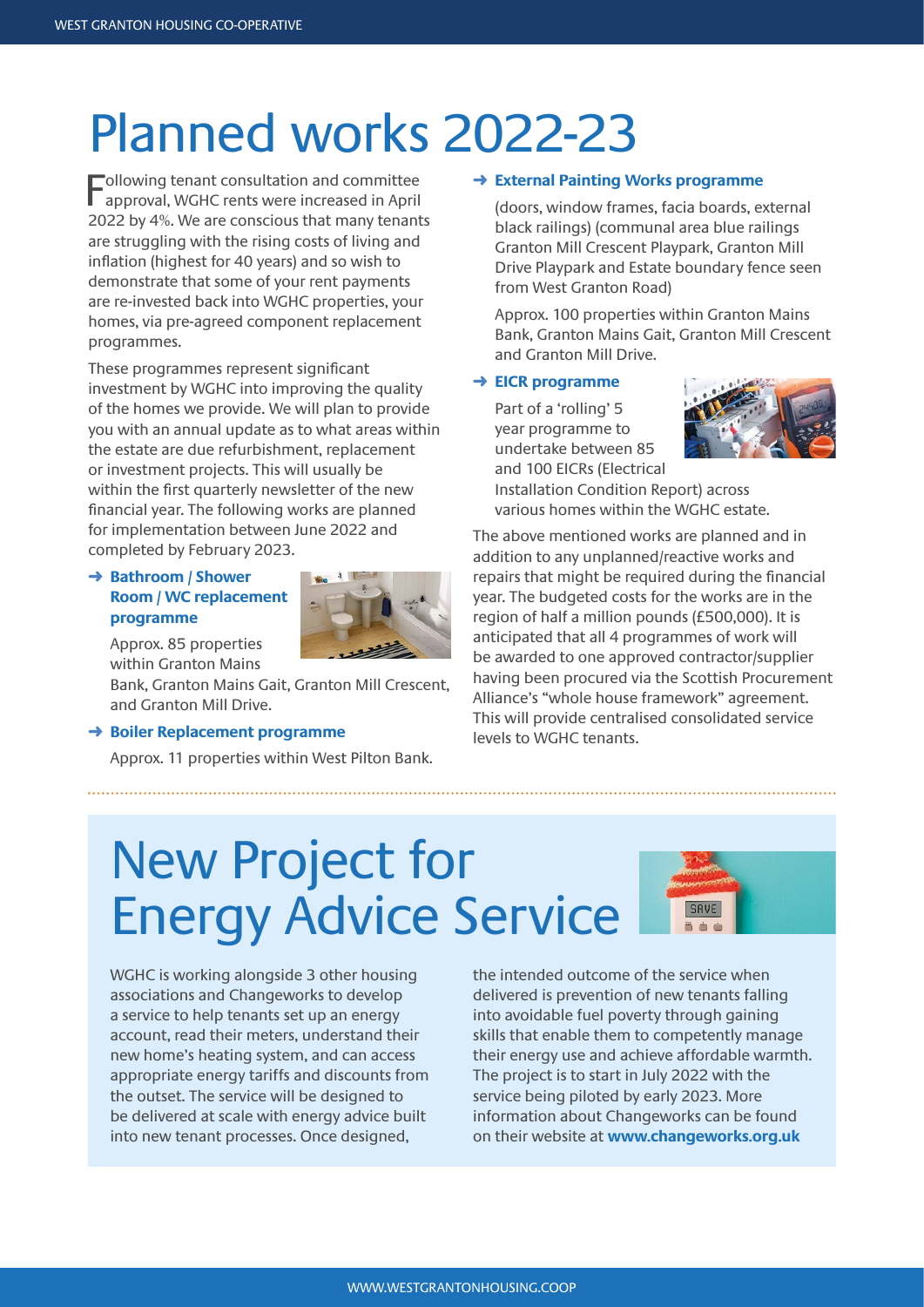# Planned works 2022-23

Following tenant consultation and committee approval, WGHC rents were increased in April 2022 by 4%. We are conscious that many tenants are struggling with the rising costs of living and inflation (highest for 40 years) and so wish to demonstrate that some of your rent payments are re-invested back into WGHC properties, your homes, via pre-agreed component replacement programmes.

These programmes represent significant investment by WGHC into improving the quality of the homes we provide. We will plan to provide you with an annual update as to what areas within the estate are due refurbishment, replacement or investment projects. This will usually be within the first quarterly newsletter of the new financial year. The following works are planned for implementation between June 2022 and completed by February 2023.

➜ **Bathroom / Shower Room / WC replacement programme**

Approx. 85 properties within Granton Mains Bank, Granton Mains Gait, Granton Mill Crescent, and Granton Mill Drive.

➜ **Boiler Replacement programme**

Approx. 11 properties within West Pilton Bank.

➜ **External Painting Works programme**

(doors, window frames, facia boards, external black railings) (communal area blue railings Granton Mill Crescent Playpark, Granton Mill Drive Playpark and Estate boundary fence seen from West Granton Road)

Approx. 100 properties within Granton Mains Bank, Granton Mains Gait, Granton Mill Crescent and Granton Mill Drive.

➜ **EICR programme**

Part of a 'rolling' 5 year programme to undertake between 85 and 100 EICRs (Electrical Installation Condition Report) across various homes within the WGHC estate.

The above mentioned works are planned and in addition to any unplanned/reactive works and repairs that might be required during the financial year. The budgeted costs for the works are in the region of half a million pounds (£500,000). It is anticipated that all 4 programmes of work will be awarded to one approved contractor/supplier having been procured via the Scottish Procurement Alliance's "whole house framework" agreement. This will provide centralised consolidated service levels to WGHC tenants.

# New Project for Energy Advice Service

WGHC is working alongside 3 other housing associations and Changeworks to develop a service to help tenants set up an energy account, read their meters, understand their new home's heating system, and can access appropriate energy tariffs and discounts from the outset. The service will be designed to be delivered at scale with energy advice built into new tenant processes. Once designed, the intended outcome of the service when delivered is prevention of new tenants falling into avoidable fuel poverty through gaining skills that enable them to competently manage their energy use and achieve affordable warmth. The project is to start in July 2022 with the service being piloted by early 2023. More information about Changeworks can be found on their website at **www.changeworks.org.uk**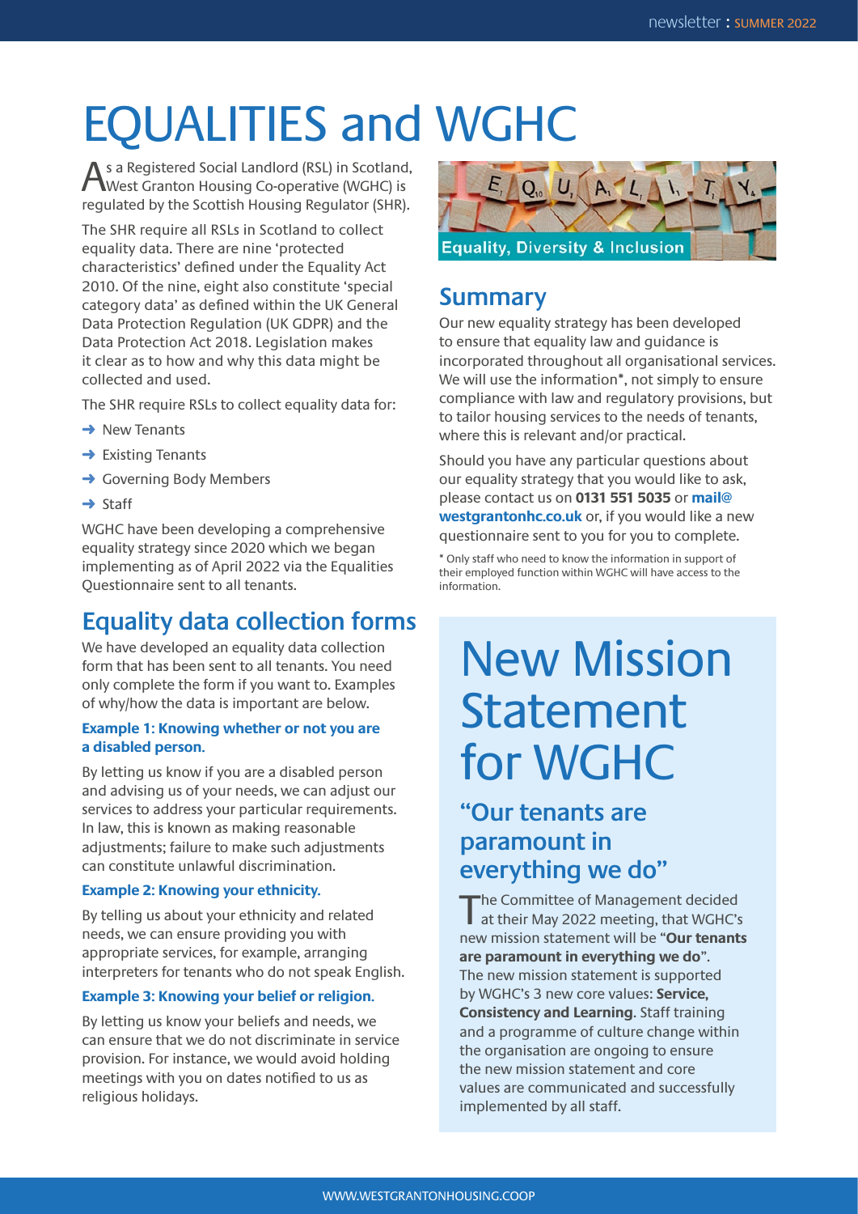# EQUALITIES and WGHC

As a Registered Social Landlord (RSL) in Scotland, West Granton Housing Co-operative (WGHC) is regulated by the Scottish Housing Regulator (SHR).

The SHR require all RSLs in Scotland to collect equality data. There are nine 'protected characteristics' defined under the Equality Act 2010. Of the nine, eight also constitute 'special category data' as defined within the UK General Data Protection Regulation (UK GDPR) and the Data Protection Act 2018. Legislation makes it clear as to how and why this data might be collected and used.

The SHR require RSLs to collect equality data for:

- New Tenants
- Existing Tenants
- Governing Body Members
- Staff

WGHC have been developing a comprehensive equality strategy since 2020 which we began implementing as of April 2022 via the Equalities Questionnaire sent to all tenants.

## Equality data collection forms

We have developed an equality data collection form that has been sent to all tenants. You need only complete the form if you want to. Examples of why/how the data is important are below.

### Example 1: Knowing whether or not you are a disabled person.

By letting us know if you are a disabled person and advising us of your needs, we can adjust our services to address your particular requirements. In law, this is known as making reasonable adjustments; failure to make such adjustments can constitute unlawful discrimination.

### Example 2: Knowing your ethnicity.

By telling us about your ethnicity and related needs, we can ensure providing you with appropriate services, for example, arranging interpreters for tenants who do not speak English.

### Example 3: Knowing your belief or religion.

By letting us know your beliefs and needs, we can ensure that we do not discriminate in service provision. For instance, we would avoid holding meetings with you on dates notified to us as religious holidays.

Equality, Diversity & Inclusion

## Summary

Our new equality strategy has been developed to ensure that equality law and guidance is incorporated throughout all organisational services. We will use the information*, not simply to ensure compliance with law and regulatory provisions, but to tailor housing services to the needs of tenants, where this is relevant and/or practical.

Should you have any particular questions about our equality strategy that you would like to ask, please contact us on **0131 551 5035** or **mail@westgrantonhc.co.uk** or, if you would like a new questionnaire sent to you for you to complete.

* Only staff who need to know the information in support of their employed function within WGHC will have access to the information.

# New Mission Statement for WGHC

## "Our tenants are paramount in everything we do"

The Committee of Management decided at their May 2022 meeting, that WGHC's new mission statement will be "**Our tenants are paramount in everything we do**". The new mission statement is supported by WGHC's 3 new core values: **Service, Consistency and Learning**. Staff training and a programme of culture change within the organisation are ongoing to ensure the new mission statement and core values are communicated and successfully implemented by all staff.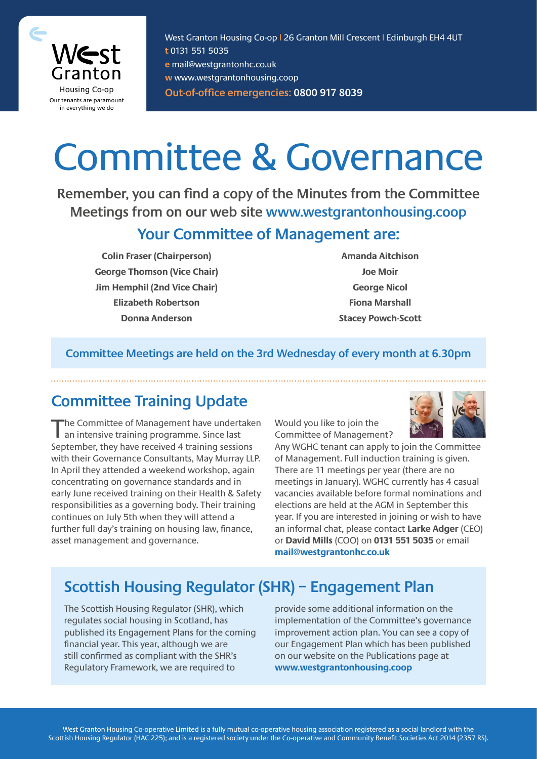West Granton Housing Co-op

Our tenants are paramount in everything we do

West Granton Housing Co-op | 26 Granton Mill Crescent | Edinburgh EH4 4UT
**t** 0131 551 5035
**e** mail@westgrantonhc.co.uk
**w** www.westgrantonhousing.coop
**Out-of-office emergencies: 0800 917 8039**

# Committee & Governance

**Remember, you can find a copy of the Minutes from the Committee Meetings from on our web site www.westgrantonhousing.coop**

## Your Committee of Management are:

**Colin Fraser (Chairperson)**
**George Thomson (Vice Chair)**
**Jim Hemphil (2nd Vice Chair)**
**Elizabeth Robertson**
**Donna Anderson**
**Amanda Aitchison**
**Joe Moir**
**George Nicol**
**Fiona Marshall**
**Stacey Powch-Scott**

**Committee Meetings are held on the 3rd Wednesday of every month at 6.30pm**

## Committee Training Update

The Committee of Management have undertaken an intensive training programme. Since last September, they have received 4 training sessions with their Governance Consultants, May Murray LLP. In April they attended a weekend workshop, again concentrating on governance standards and in early June received training on their Health & Safety responsibilities as a governing body. Their training continues on July 5th when they will attend a further full day's training on housing law, finance, asset management and governance.

Would you like to join the Committee of Management? Any WGHC tenant can apply to join the Committee of Management. Full induction training is given. There are 11 meetings per year (there are no meetings in January). WGHC currently has 4 casual vacancies available before formal nominations and elections are held at the AGM in September this year. If you are interested in joining or wish to have an informal chat, please contact **Larke Adger** (CEO) or **David Mills** (COO) on **0131 551 5035** or email **mail@westgrantonhc.co.uk**

## Scottish Housing Regulator (SHR) – Engagement Plan

The Scottish Housing Regulator (SHR), which regulates social housing in Scotland, has published its Engagement Plans for the coming financial year. This year, although we are still confirmed as compliant with the SHR's Regulatory Framework, we are required to provide some additional information on the implementation of the Committee's governance improvement action plan. You can see a copy of our Engagement Plan which has been published on our website on the Publications page at **www.westgrantonhousing.coop**

West Granton Housing Co-operative Limited is a fully mutual co-operative housing association registered as a social landlord with the Scottish Housing Regulator (HAC 225); and is a registered society under the Co-operative and Community Benefit Societies Act 2014 (2357 RS).